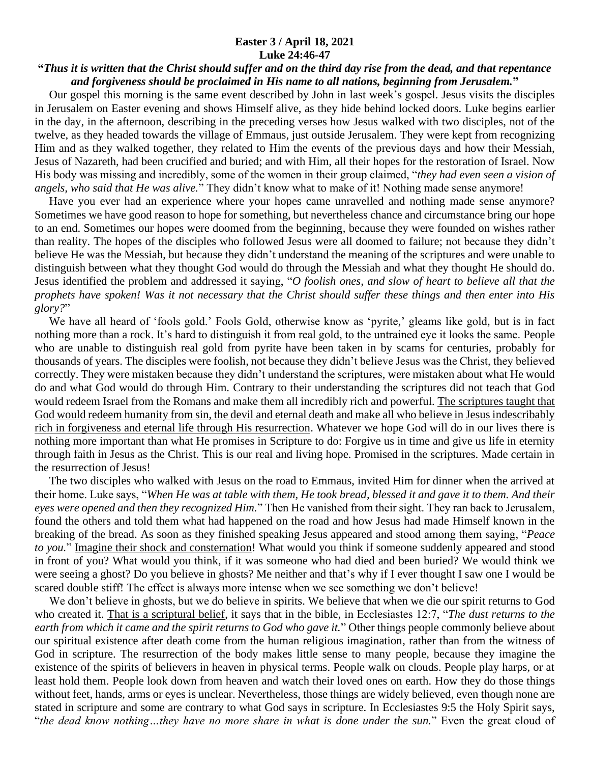**Easter 3 / April 18, 2021**
**Luke 24:46-47**

**"*Thus it is written that the Christ should suffer and on the third day rise from the dead, and that repentance and forgiveness should be proclaimed in His name to all nations, beginning from Jerusalem.*"**

Our gospel this morning is the same event described by John in last week's gospel. Jesus visits the disciples in Jerusalem on Easter evening and shows Himself alive, as they hide behind locked doors. Luke begins earlier in the day, in the afternoon, describing in the preceding verses how Jesus walked with two disciples, not of the twelve, as they headed towards the village of Emmaus, just outside Jerusalem. They were kept from recognizing Him and as they walked together, they related to Him the events of the previous days and how their Messiah, Jesus of Nazareth, had been crucified and buried; and with Him, all their hopes for the restoration of Israel. Now His body was missing and incredibly, some of the women in their group claimed, "*they had even seen a vision of angels, who said that He was alive.*" They didn't know what to make of it! Nothing made sense anymore!

Have you ever had an experience where your hopes came unravelled and nothing made sense anymore? Sometimes we have good reason to hope for something, but nevertheless chance and circumstance bring our hope to an end. Sometimes our hopes were doomed from the beginning, because they were founded on wishes rather than reality. The hopes of the disciples who followed Jesus were all doomed to failure; not because they didn't believe He was the Messiah, but because they didn't understand the meaning of the scriptures and were unable to distinguish between what they thought God would do through the Messiah and what they thought He should do. Jesus identified the problem and addressed it saying, "*O foolish ones, and slow of heart to believe all that the prophets have spoken! Was it not necessary that the Christ should suffer these things and then enter into His glory?*"

We have all heard of 'fools gold.' Fools Gold, otherwise know as 'pyrite,' gleams like gold, but is in fact nothing more than a rock. It's hard to distinguish it from real gold, to the untrained eye it looks the same. People who are unable to distinguish real gold from pyrite have been taken in by scams for centuries, probably for thousands of years. The disciples were foolish, not because they didn't believe Jesus was the Christ, they believed correctly. They were mistaken because they didn't understand the scriptures, were mistaken about what He would do and what God would do through Him. Contrary to their understanding the scriptures did not teach that God would redeem Israel from the Romans and make them all incredibly rich and powerful. <u>The scriptures taught that God would redeem humanity from sin, the devil and eternal death and make all who believe in Jesus indescribably rich in forgiveness and eternal life through His resurrection</u>. Whatever we hope God will do in our lives there is nothing more important than what He promises in Scripture to do: Forgive us in time and give us life in eternity through faith in Jesus as the Christ. This is our real and living hope. Promised in the scriptures. Made certain in the resurrection of Jesus!

The two disciples who walked with Jesus on the road to Emmaus, invited Him for dinner when the arrived at their home. Luke says, "*When He was at table with them, He took bread, blessed it and gave it to them. And their eyes were opened and then they recognized Him.*" Then He vanished from their sight. They ran back to Jerusalem, found the others and told them what had happened on the road and how Jesus had made Himself known in the breaking of the bread. As soon as they finished speaking Jesus appeared and stood among them saying, "*Peace to you.*" <u>Imagine their shock and consternation</u>! What would you think if someone suddenly appeared and stood in front of you? What would you think, if it was someone who had died and been buried? We would think we were seeing a ghost? Do you believe in ghosts? Me neither and that's why if I ever thought I saw one I would be scared double stiff! The effect is always more intense when we see something we don't believe!

We don't believe in ghosts, but we do believe in spirits. We believe that when we die our spirit returns to God who created it. <u>That is a scriptural belief</u>, it says that in the bible, in Ecclesiastes 12:7, "*The dust returns to the earth from which it came and the spirit returns to God who gave it.*" Other things people commonly believe about our spiritual existence after death come from the human religious imagination, rather than from the witness of God in scripture. The resurrection of the body makes little sense to many people, because they imagine the existence of the spirits of believers in heaven in physical terms. People walk on clouds. People play harps, or at least hold them. People look down from heaven and watch their loved ones on earth. How they do those things without feet, hands, arms or eyes is unclear. Nevertheless, those things are widely believed, even though none are stated in scripture and some are contrary to what God says in scripture. In Ecclesiastes 9:5 the Holy Spirit says, "*the dead know nothing…they have no more share in what is done under the sun.*" Even the great cloud of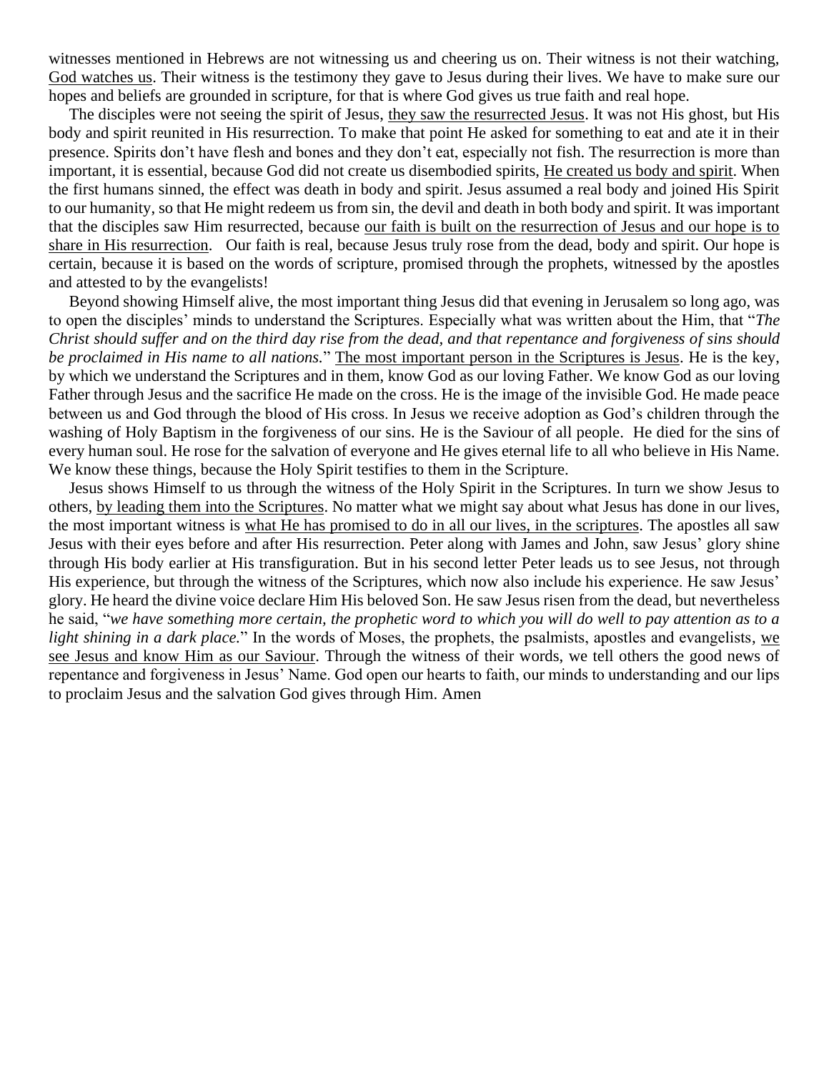witnesses mentioned in Hebrews are not witnessing us and cheering us on. Their witness is not their watching, <u>God watches us</u>. Their witness is the testimony they gave to Jesus during their lives. We have to make sure our hopes and beliefs are grounded in scripture, for that is where God gives us true faith and real hope.

The disciples were not seeing the spirit of Jesus, <u>they saw the resurrected Jesus</u>. It was not His ghost, but His body and spirit reunited in His resurrection. To make that point He asked for something to eat and ate it in their presence. Spirits don't have flesh and bones and they don't eat, especially not fish. The resurrection is more than important, it is essential, because God did not create us disembodied spirits, <u>He created us body and spirit</u>. When the first humans sinned, the effect was death in body and spirit. Jesus assumed a real body and joined His Spirit to our humanity, so that He might redeem us from sin, the devil and death in both body and spirit. It was important that the disciples saw Him resurrected, because <u>our faith is built on the resurrection of Jesus and our hope is to share in His resurrection</u>. Our faith is real, because Jesus truly rose from the dead, body and spirit. Our hope is certain, because it is based on the words of scripture, promised through the prophets, witnessed by the apostles and attested to by the evangelists!

Beyond showing Himself alive, the most important thing Jesus did that evening in Jerusalem so long ago, was to open the disciples' minds to understand the Scriptures. Especially what was written about the Him, that "*The Christ should suffer and on the third day rise from the dead, and that repentance and forgiveness of sins should be proclaimed in His name to all nations.*" <u>The most important person in the Scriptures is Jesus</u>. He is the key, by which we understand the Scriptures and in them, know God as our loving Father. We know God as our loving Father through Jesus and the sacrifice He made on the cross. He is the image of the invisible God. He made peace between us and God through the blood of His cross. In Jesus we receive adoption as God's children through the washing of Holy Baptism in the forgiveness of our sins. He is the Saviour of all people. He died for the sins of every human soul. He rose for the salvation of everyone and He gives eternal life to all who believe in His Name. We know these things, because the Holy Spirit testifies to them in the Scripture.

Jesus shows Himself to us through the witness of the Holy Spirit in the Scriptures. In turn we show Jesus to others, <u>by leading them into the Scriptures</u>. No matter what we might say about what Jesus has done in our lives, the most important witness is <u>what He has promised to do in all our lives, in the scriptures</u>. The apostles all saw Jesus with their eyes before and after His resurrection. Peter along with James and John, saw Jesus' glory shine through His body earlier at His transfiguration. But in his second letter Peter leads us to see Jesus, not through His experience, but through the witness of the Scriptures, which now also include his experience. He saw Jesus' glory. He heard the divine voice declare Him His beloved Son. He saw Jesus risen from the dead, but nevertheless he said, "*we have something more certain, the prophetic word to which you will do well to pay attention as to a light shining in a dark place.*" In the words of Moses, the prophets, the psalmists, apostles and evangelists, <u>we see Jesus and know Him as our Saviour</u>. Through the witness of their words, we tell others the good news of repentance and forgiveness in Jesus' Name. God open our hearts to faith, our minds to understanding and our lips to proclaim Jesus and the salvation God gives through Him. Amen